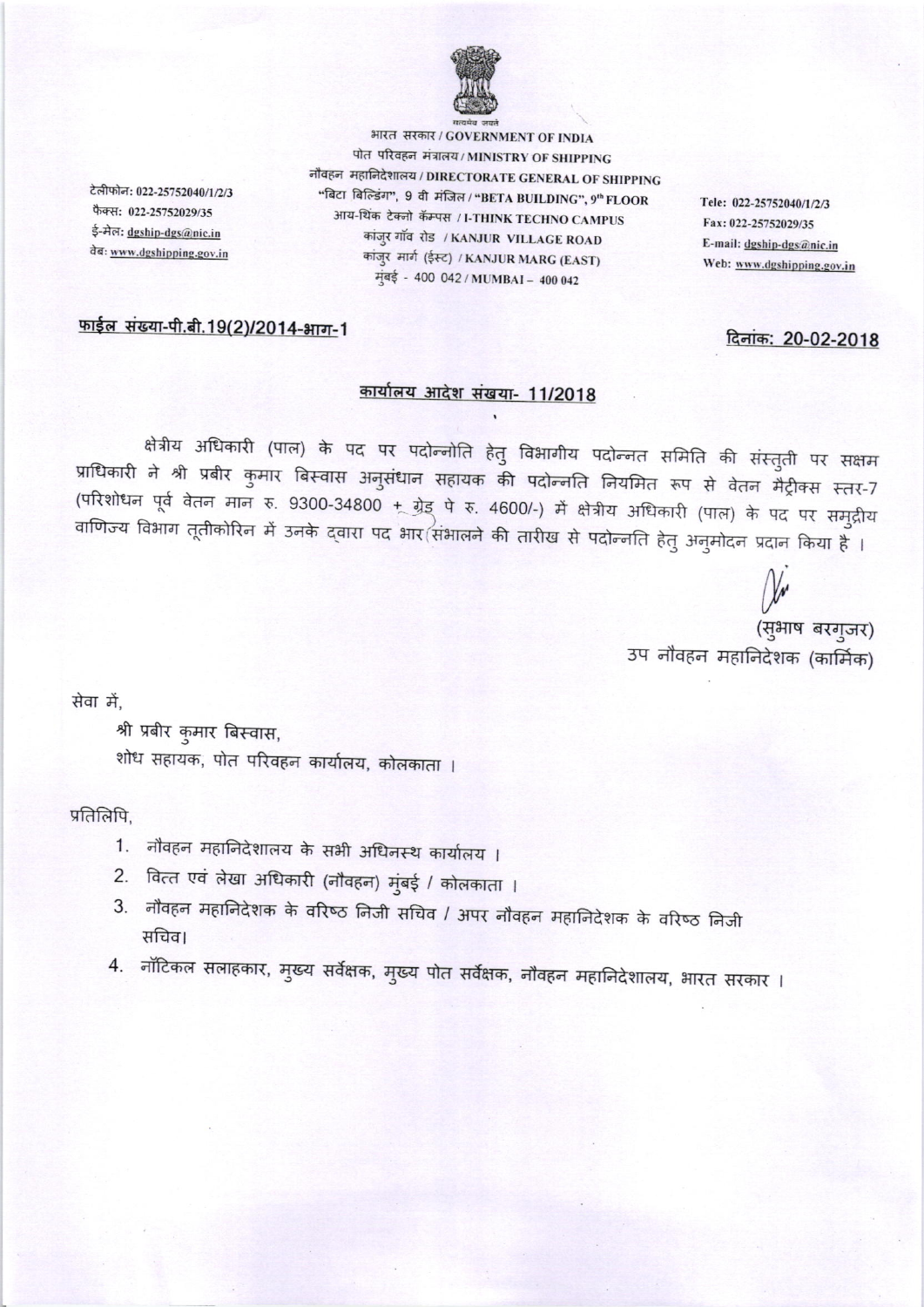भारत सरकार / GOVERNMENT OF INDIA
पोत परिवहन मंत्रालय / MINISTRY OF SHIPPING
नौवहन महानिदेशालय / DIRECTORATE GENERAL OF SHIPPING
"बिटा बिल्डिंग", 9 वी मंजिल / "BETA BUILDING", 9th FLOOR
आय-थिंक टेक्नो कॅम्पस / I-THINK TECHNO CAMPUS
कांजुर गॉव रोड / KANJUR VILLAGE ROAD
कांजुर मार्ग (ईस्ट) / KANJUR MARG (EAST)
मुंबई - 400 042 / MUMBAI – 400 042

टेलीफोन: 022-25752040/1/2/3
फैक्स: 022-25752029/35
ई-मेल: dgship-dgs@nic.in
वेब: www.dgshipping.gov.in

Tele: 022-25752040/1/2/3
Fax: 022-25752029/35
E-mail: dgship-dgs@nic.in
Web: www.dgshipping.gov.in

फाईल संख्या-पी.बी.19(2)/2014-भाग-1

दिनांक: 20-02-2018

## कार्यालय आदेश संखया- 11/2018

क्षेत्रीय अधिकारी (पाल) के पद पर पदोन्नोति हेतु विभागीय पदोन्नत समिति की संस्तुती पर सक्षम प्राधिकारी ने श्री प्रबीर कुमार बिस्वास अनुसंधान सहायक की पदोन्नति नियमित रूप से वेतन मैट्रीक्स स्तर-7 (परिशोधन पूर्व वेतन मान रु. 9300-34800 + ग्रेड पे रु. 4600/-) में क्षेत्रीय अधिकारी (पाल) के पद पर समुद्रीय वाणिज्य विभाग तूतीकोरिन में उनके द्वारा पद भार संभालने की तारीख से पदोन्नति हेतु अनुमोदन प्रदान किया है ।

(सुभाष बरगुजर)
उप नौवहन महानिदेशक (कार्मिक)

सेवा में,

श्री प्रबीर कुमार बिस्वास,
शोध सहायक, पोत परिवहन कार्यालय, कोलकाता ।

प्रतिलिपि,

1. नौवहन महानिदेशालय के सभी अधिनस्थ कार्यालय ।
2. वित्त एवं लेखा अधिकारी (नौवहन) मुंबई / कोलकाता ।
3. नौवहन महानिदेशक के वरिष्ठ निजी सचिव / अपर नौवहन महानिदेशक के वरिष्ठ निजी सचिव।
4. नॉटिकल सलाहकार, मुख्य सर्वेक्षक, मुख्य पोत सर्वेक्षक, नौवहन महानिदेशालय, भारत सरकार ।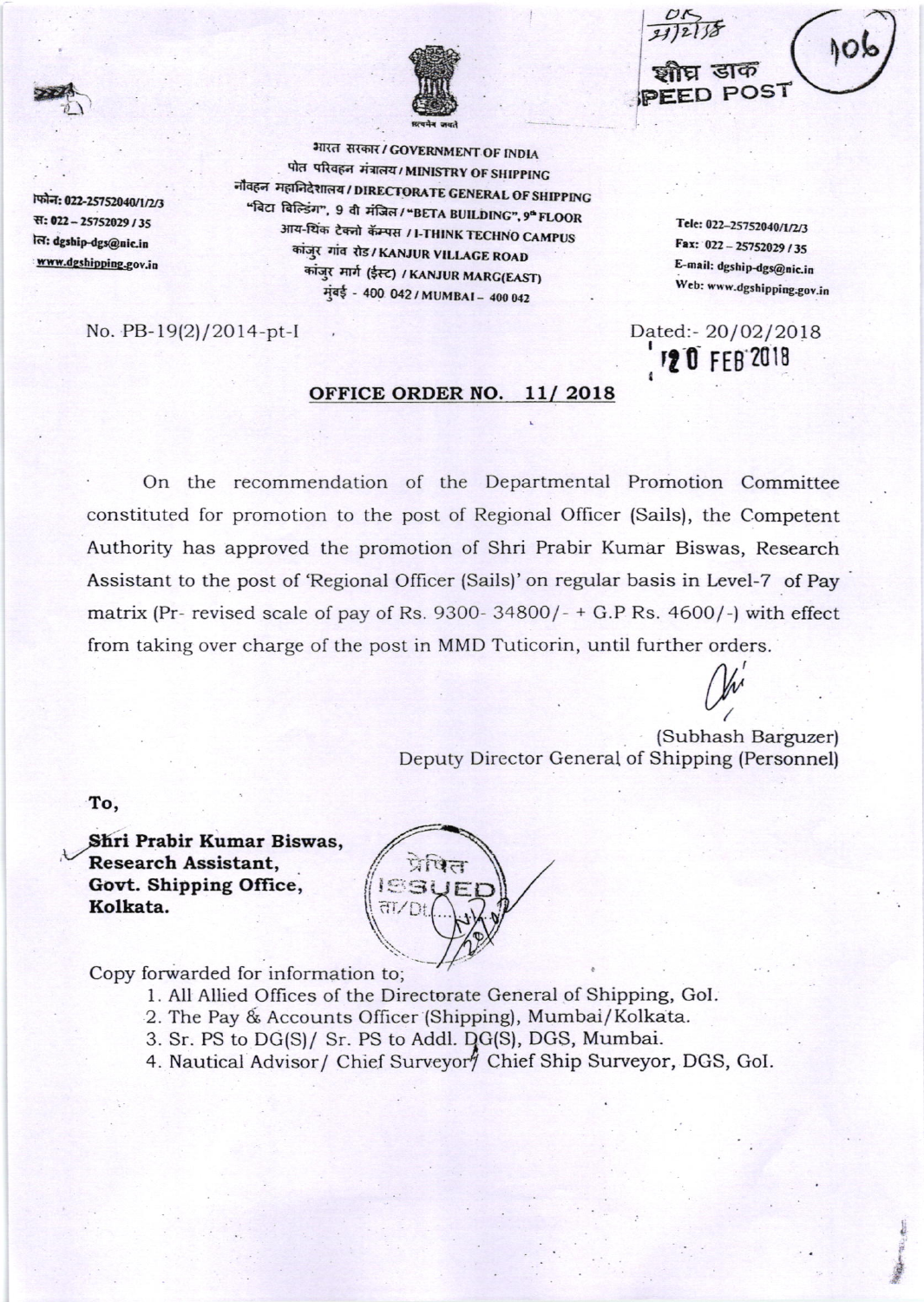शीघ्र डाक
SPEED POST

भारत सरकार / GOVERNMENT OF INDIA
पोत परिवहन मंत्रालय / MINISTRY OF SHIPPING
नौवहन महानिदेशालय / DIRECTORATE GENERAL OF SHIPPING
"बिटा बिल्डिंग", 9 वी मंजिल / "BETA BUILDING", 9th FLOOR
आय-थिंक टेक्नो कॅम्पस / I-THINK TECHNO CAMPUS
कांजुर गांव रोड / KANJUR VILLAGE ROAD
कांजुर मार्ग (ईस्ट) / KANJUR MARG(EAST)
मुंबई - 400 042 / MUMBAI – 400 042

फोन: 022-25752040/1/2/3
फ़ैक्स: 022 – 25752029 / 35
ईमेल: dgship-dgs@nic.in
www.dgshipping.gov.in

Tele: 022–25752040/1/2/3
Fax: 022 – 25752029 / 35
E-mail: dgship-dgs@nic.in
Web: www.dgshipping.gov.in

No. PB-19(2)/2014-pt-I

Dated:- 20/02/2018

20 FEB 2018

## OFFICE ORDER NO. 11/ 2018

On the recommendation of the Departmental Promotion Committee constituted for promotion to the post of Regional Officer (Sails), the Competent Authority has approved the promotion of Shri Prabir Kumar Biswas, Research Assistant to the post of 'Regional Officer (Sails)' on regular basis in Level-7 of Pay matrix (Pr- revised scale of pay of Rs. 9300- 34800/- + G.P Rs. 4600/-) with effect from taking over charge of the post in MMD Tuticorin, until further orders.

(Subhash Barguzer)
Deputy Director General of Shipping (Personnel)

To,

**Shri Prabir Kumar Biswas,**
**Research Assistant,**
**Govt. Shipping Office,**
**Kolkata.**

प्रेषित
ISSUED
ता/Dt.

Copy forwarded for information to;

1. All Allied Offices of the Directorate General of Shipping, GoI.
2. The Pay & Accounts Officer (Shipping), Mumbai/Kolkata.
3. Sr. PS to DG(S)/ Sr. PS to Addl. DG(S), DGS, Mumbai.
4. Nautical Advisor/ Chief Surveyor/ Chief Ship Surveyor, DGS, GoI.